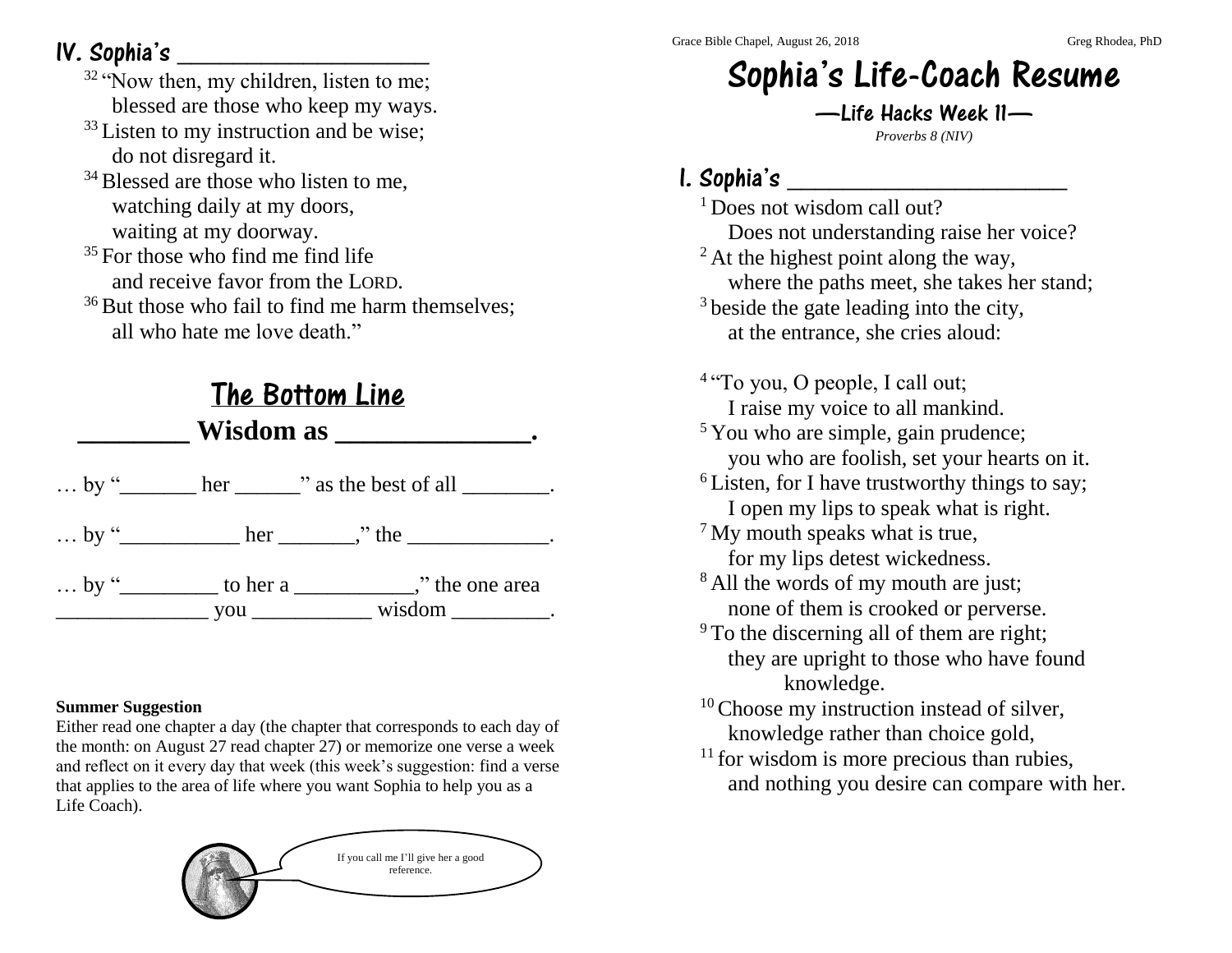# Sophia's Life-Coach Resume

## —Life Hacks Week 11—

*Proverbs 8 (NIV)*

Grace Bible Chapel, August 26, 2018 — Greg Rhodea, PhD

## I. Sophia's ______________________

[1] Does not wisdom call out?
Does not understanding raise her voice?
[2] At the highest point along the way,
where the paths meet, she takes her stand;
[3] beside the gate leading into the city,
at the entrance, she cries aloud:

[4] "To you, O people, I call out;
I raise my voice to all mankind.
[5] You who are simple, gain prudence;
you who are foolish, set your hearts on it.
[6] Listen, for I have trustworthy things to say;
I open my lips to speak what is right.
[7] My mouth speaks what is true,
for my lips detest wickedness.
[8] All the words of my mouth are just;
none of them is crooked or perverse.
[9] To the discerning all of them are right;
they are upright to those who have found
knowledge.
[10] Choose my instruction instead of silver,
knowledge rather than choice gold,
[11] for wisdom is more precious than rubies,
and nothing you desire can compare with her.

## IV. Sophia's ____________________

[32] "Now then, my children, listen to me;
blessed are those who keep my ways.
[33] Listen to my instruction and be wise;
do not disregard it.
[34] Blessed are those who listen to me,
watching daily at my doors,
waiting at my doorway.
[35] For those who find me find life
and receive favor from the LORD.
[36] But those who fail to find me harm themselves;
all who hate me love death."

## The Bottom Line

**________ Wisdom as ______________.**

… by "_______ her ______" as the best of all ________.

… by "__________ her _______," the ____________.

… by "_________ to her a ___________," the one area ______________ you ___________ wisdom _________.

**Summer Suggestion**
Either read one chapter a day (the chapter that corresponds to each day of the month: on August 27 read chapter 27) or memorize one verse a week and reflect on it every day that week (this week's suggestion: find a verse that applies to the area of life where you want Sophia to help you as a Life Coach).

If you call me I'll give her a good reference.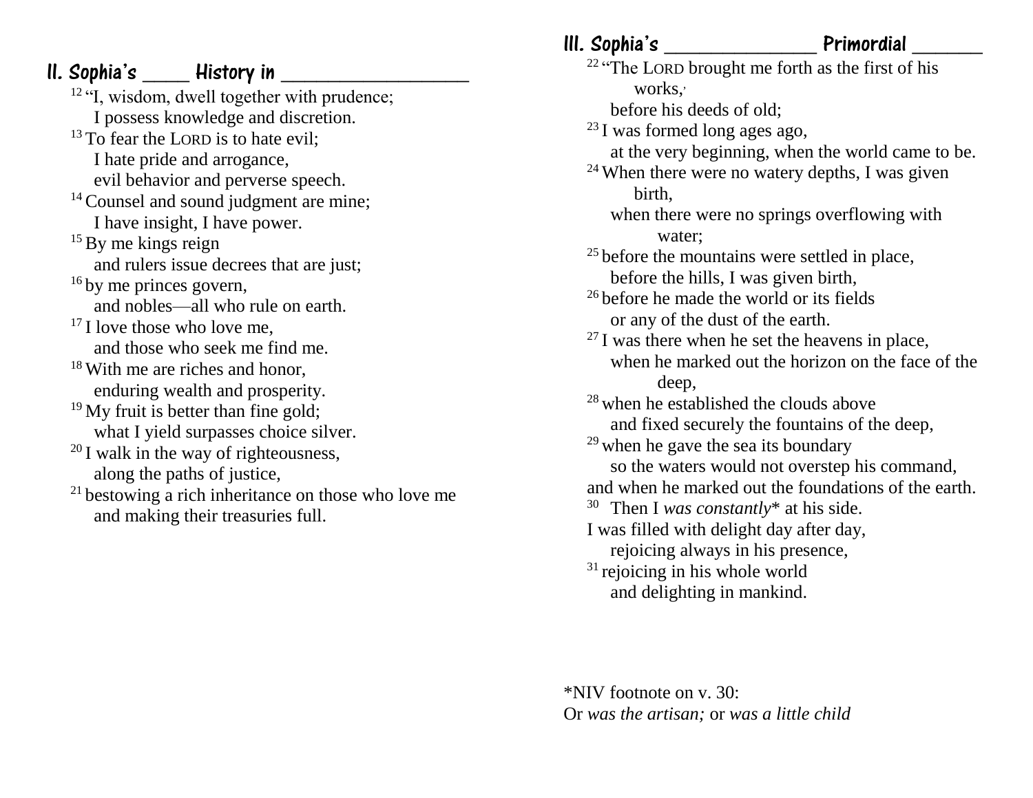## II. Sophia's ____ History in __________________

[12] "I, wisdom, dwell together with prudence;
I possess knowledge and discretion.
[13] To fear the LORD is to hate evil;
I hate pride and arrogance,
evil behavior and perverse speech.
[14] Counsel and sound judgment are mine;
I have insight, I have power.
[15] By me kings reign
and rulers issue decrees that are just;
[16] by me princes govern,
and nobles—all who rule on earth.
[17] I love those who love me,
and those who seek me find me.
[18] With me are riches and honor,
enduring wealth and prosperity.
[19] My fruit is better than fine gold;
what I yield surpasses choice silver.
[20] I walk in the way of righteousness,
along the paths of justice,
[21] bestowing a rich inheritance on those who love me
and making their treasuries full.

## III. Sophia's ______________ Primordial _______

[22] "The LORD brought me forth as the first of his works,
before his deeds of old;
[23] I was formed long ages ago,
at the very beginning, when the world came to be.
[24] When there were no watery depths, I was given birth,
when there were no springs overflowing with water;
[25] before the mountains were settled in place,
before the hills, I was given birth,
[26] before he made the world or its fields
or any of the dust of the earth.
[27] I was there when he set the heavens in place,
when he marked out the horizon on the face of the deep,
[28] when he established the clouds above
and fixed securely the fountains of the deep,
[29] when he gave the sea its boundary
so the waters would not overstep his command,
and when he marked out the foundations of the earth.
[30] Then I *was constantly** at his side.
I was filled with delight day after day,
rejoicing always in his presence,
[31] rejoicing in his whole world
and delighting in mankind.

*NIV footnote on v. 30:
Or *was the artisan;* or *was a little child*